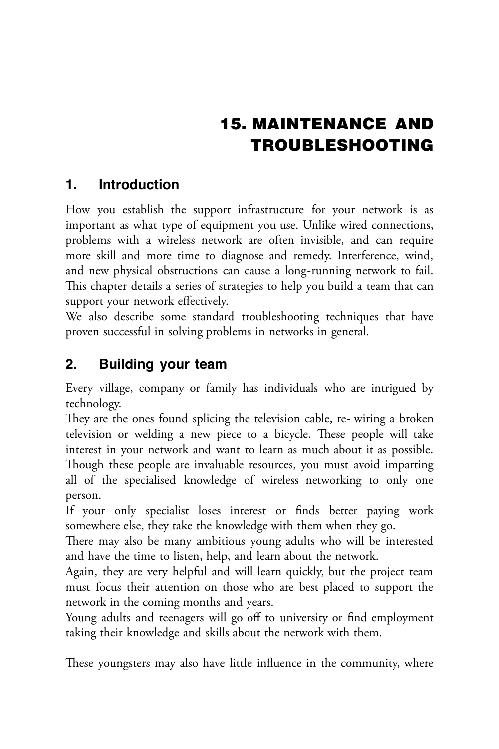# 15. MAINTENANCE AND TROUBLESHOOTING

## 1. Introduction

How you establish the support infrastructure for your network is as important as what type of equipment you use. Unlike wired connections, problems with a wireless network are often invisible, and can require more skill and more time to diagnose and remedy. Interference, wind, and new physical obstructions can cause a long-running network to fail. This chapter details a series of strategies to help you build a team that can support your network effectively.

We also describe some standard troubleshooting techniques that have proven successful in solving problems in networks in general.

## 2. Building your team

Every village, company or family has individuals who are intrigued by technology.

They are the ones found splicing the television cable, re- wiring a broken television or welding a new piece to a bicycle. These people will take interest in your network and want to learn as much about it as possible. Though these people are invaluable resources, you must avoid imparting all of the specialised knowledge of wireless networking to only one person.

If your only specialist loses interest or finds better paying work somewhere else, they take the knowledge with them when they go.

There may also be many ambitious young adults who will be interested and have the time to listen, help, and learn about the network.

Again, they are very helpful and will learn quickly, but the project team must focus their attention on those who are best placed to support the network in the coming months and years.

Young adults and teenagers will go off to university or find employment taking their knowledge and skills about the network with them.

These youngsters may also have little influence in the community, where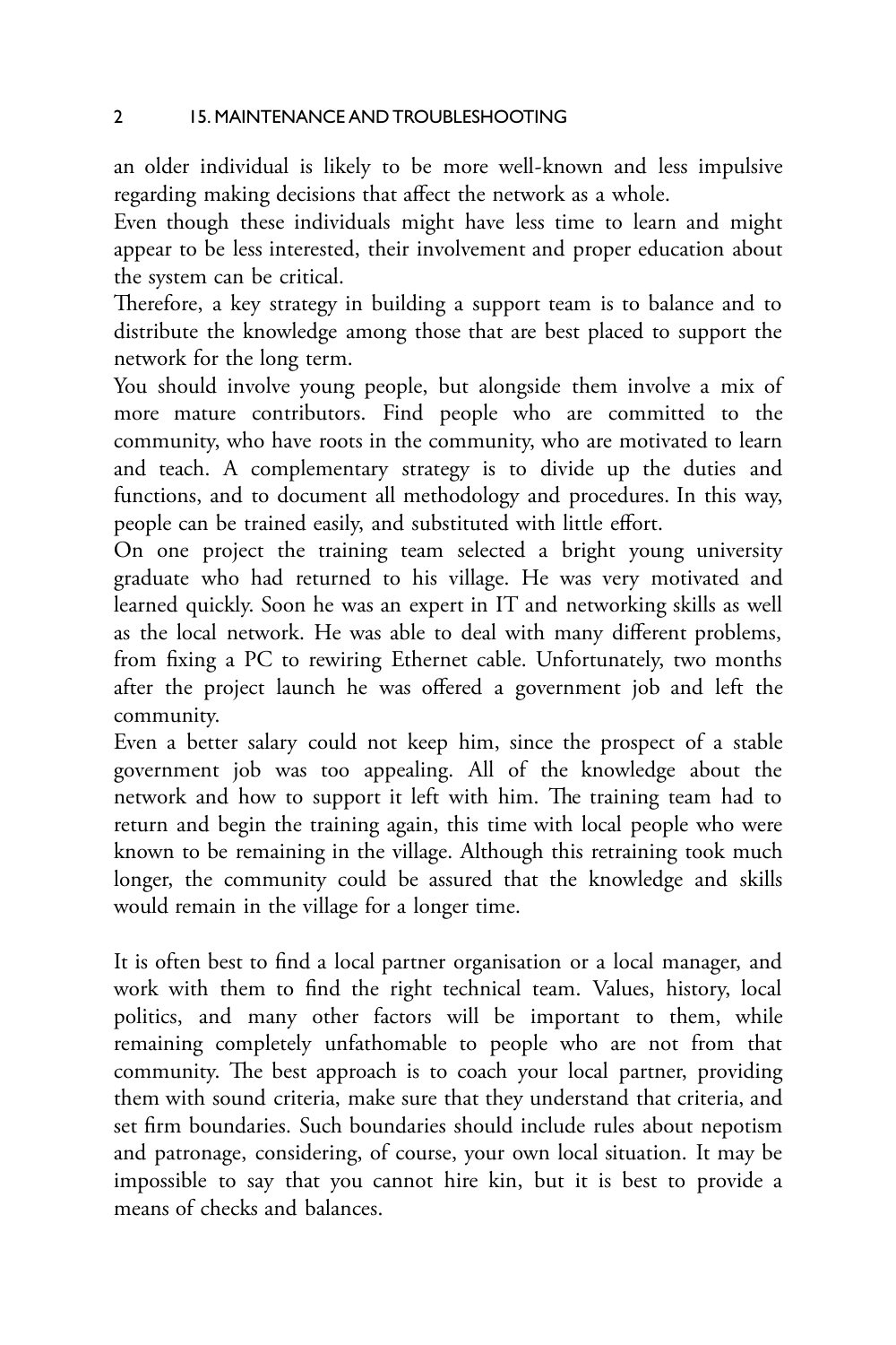an older individual is likely to be more well-known and less impulsive regarding making decisions that affect the network as a whole.

Even though these individuals might have less time to learn and might appear to be less interested, their involvement and proper education about the system can be critical.

Therefore, a key strategy in building a support team is to balance and to distribute the knowledge among those that are best placed to support the network for the long term.

You should involve young people, but alongside them involve a mix of more mature contributors. Find people who are committed to the community, who have roots in the community, who are motivated to learn and teach. A complementary strategy is to divide up the duties and functions, and to document all methodology and procedures. In this way, people can be trained easily, and substituted with little effort.

On one project the training team selected a bright young university graduate who had returned to his village. He was very motivated and learned quickly. Soon he was an expert in IT and networking skills as well as the local network. He was able to deal with many different problems, from fixing a PC to rewiring Ethernet cable. Unfortunately, two months after the project launch he was offered a government job and left the community.

Even a better salary could not keep him, since the prospect of a stable government job was too appealing. All of the knowledge about the network and how to support it left with him. The training team had to return and begin the training again, this time with local people who were known to be remaining in the village. Although this retraining took much longer, the community could be assured that the knowledge and skills would remain in the village for a longer time.

It is often best to find a local partner organisation or a local manager, and work with them to find the right technical team. Values, history, local politics, and many other factors will be important to them, while remaining completely unfathomable to people who are not from that community. The best approach is to coach your local partner, providing them with sound criteria, make sure that they understand that criteria, and set firm boundaries. Such boundaries should include rules about nepotism and patronage, considering, of course, your own local situation. It may be impossible to say that you cannot hire kin, but it is best to provide a means of checks and balances.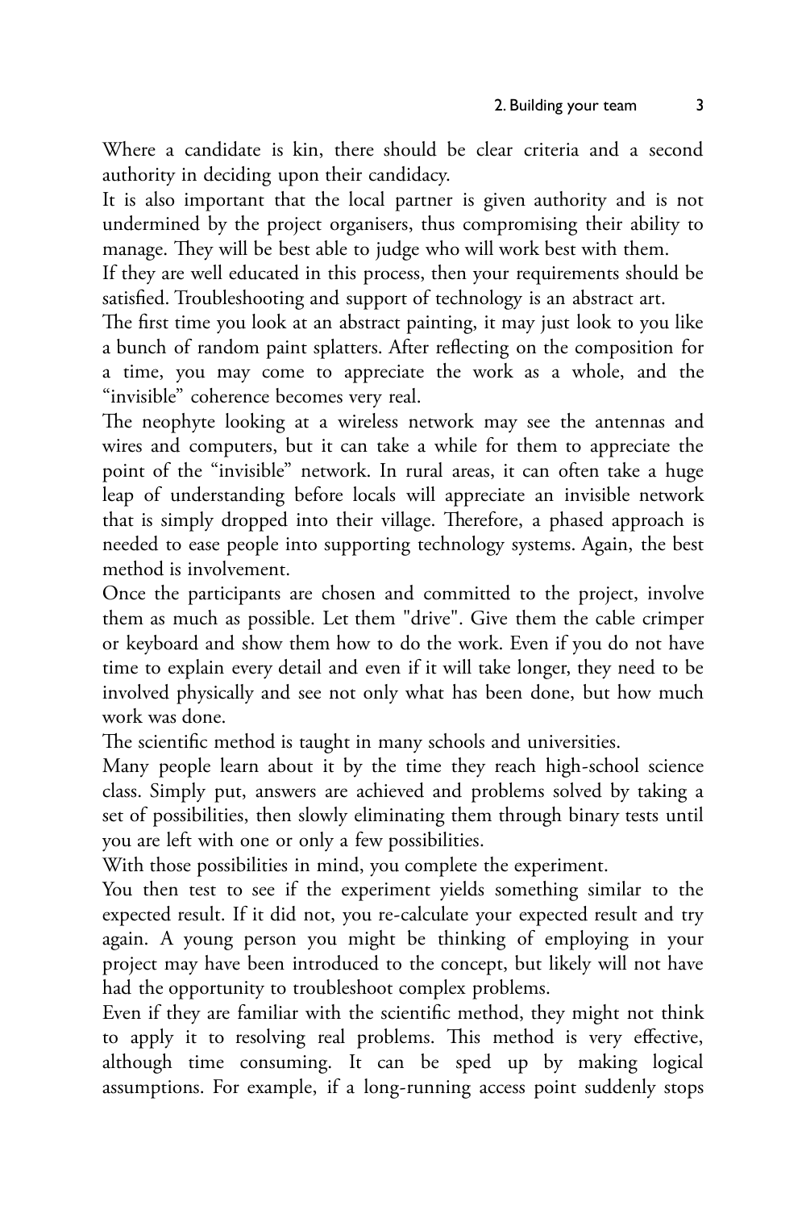Where a candidate is kin, there should be clear criteria and a second authority in deciding upon their candidacy.

It is also important that the local partner is given authority and is not undermined by the project organisers, thus compromising their ability to manage. They will be best able to judge who will work best with them.

If they are well educated in this process, then your requirements should be satisfied. Troubleshooting and support of technology is an abstract art.

The first time you look at an abstract painting, it may just look to you like a bunch of random paint splatters. After reflecting on the composition for a time, you may come to appreciate the work as a whole, and the "invisible" coherence becomes very real.

The neophyte looking at a wireless network may see the antennas and wires and computers, but it can take a while for them to appreciate the point of the "invisible" network. In rural areas, it can often take a huge leap of understanding before locals will appreciate an invisible network that is simply dropped into their village. Therefore, a phased approach is needed to ease people into supporting technology systems. Again, the best method is involvement.

Once the participants are chosen and committed to the project, involve them as much as possible. Let them "drive". Give them the cable crimper or keyboard and show them how to do the work. Even if you do not have time to explain every detail and even if it will take longer, they need to be involved physically and see not only what has been done, but how much work was done.

The scientific method is taught in many schools and universities.

Many people learn about it by the time they reach high-school science class. Simply put, answers are achieved and problems solved by taking a set of possibilities, then slowly eliminating them through binary tests until you are left with one or only a few possibilities.

With those possibilities in mind, you complete the experiment.

You then test to see if the experiment yields something similar to the expected result. If it did not, you re-calculate your expected result and try again. A young person you might be thinking of employing in your project may have been introduced to the concept, but likely will not have had the opportunity to troubleshoot complex problems.

Even if they are familiar with the scientific method, they might not think to apply it to resolving real problems. This method is very effective, although time consuming. It can be sped up by making logical assumptions. For example, if a long-running access point suddenly stops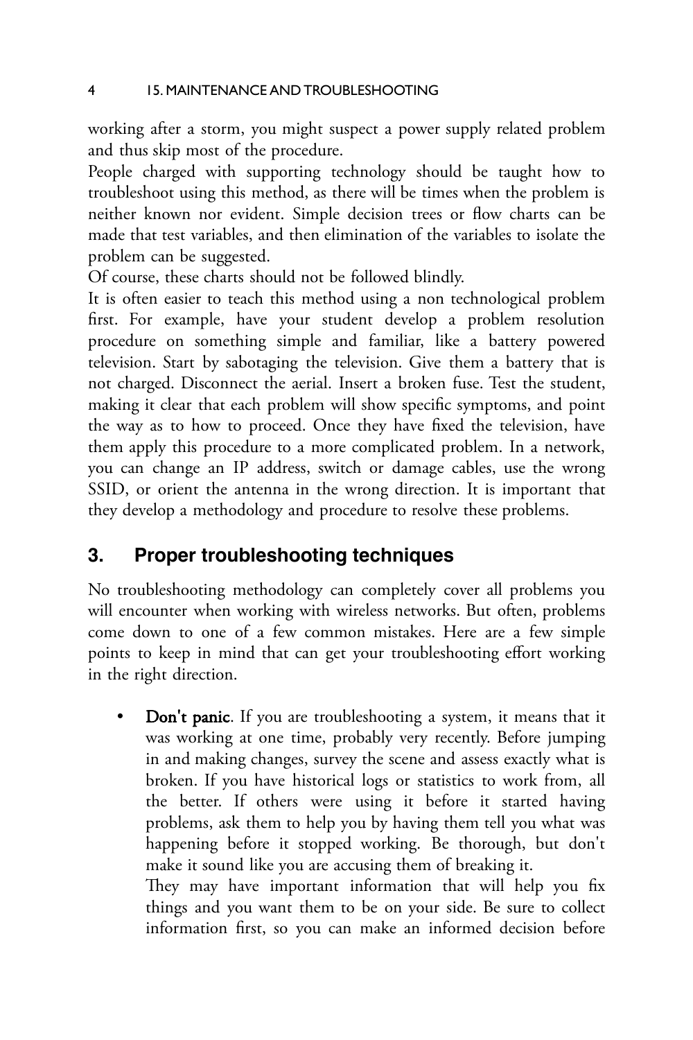working after a storm, you might suspect a power supply related problem and thus skip most of the procedure.

People charged with supporting technology should be taught how to troubleshoot using this method, as there will be times when the problem is neither known nor evident. Simple decision trees or flow charts can be made that test variables, and then elimination of the variables to isolate the problem can be suggested.

Of course, these charts should not be followed blindly.

It is often easier to teach this method using a non technological problem first. For example, have your student develop a problem resolution procedure on something simple and familiar, like a battery powered television. Start by sabotaging the television. Give them a battery that is not charged. Disconnect the aerial. Insert a broken fuse. Test the student, making it clear that each problem will show specific symptoms, and point the way as to how to proceed. Once they have fixed the television, have them apply this procedure to a more complicated problem. In a network, you can change an IP address, switch or damage cables, use the wrong SSID, or orient the antenna in the wrong direction. It is important that they develop a methodology and procedure to resolve these problems.

## 3. Proper troubleshooting techniques

No troubleshooting methodology can completely cover all problems you will encounter when working with wireless networks. But often, problems come down to one of a few common mistakes. Here are a few simple points to keep in mind that can get your troubleshooting effort working in the right direction.

- **Don't panic**. If you are troubleshooting a system, it means that it was working at one time, probably very recently. Before jumping in and making changes, survey the scene and assess exactly what is broken. If you have historical logs or statistics to work from, all the better. If others were using it before it started having problems, ask them to help you by having them tell you what was happening before it stopped working. Be thorough, but don't make it sound like you are accusing them of breaking it.

  They may have important information that will help you fix things and you want them to be on your side. Be sure to collect information first, so you can make an informed decision before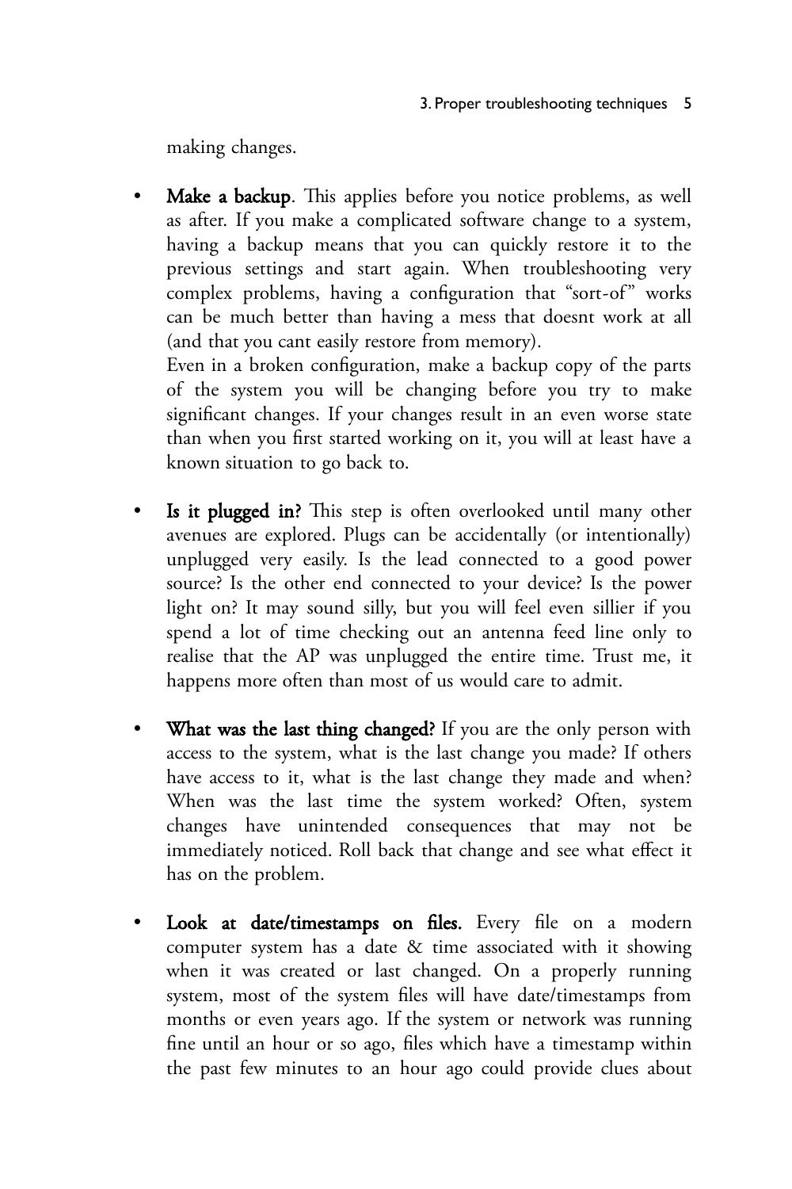making changes.

- **Make a backup**. This applies before you notice problems, as well as after. If you make a complicated software change to a system, having a backup means that you can quickly restore it to the previous settings and start again. When troubleshooting very complex problems, having a configuration that "sort-of" works can be much better than having a mess that doesnt work at all (and that you cant easily restore from memory).
  Even in a broken configuration, make a backup copy of the parts of the system you will be changing before you try to make significant changes. If your changes result in an even worse state than when you first started working on it, you will at least have a known situation to go back to.

- **Is it plugged in?** This step is often overlooked until many other avenues are explored. Plugs can be accidentally (or intentionally) unplugged very easily. Is the lead connected to a good power source? Is the other end connected to your device? Is the power light on? It may sound silly, but you will feel even sillier if you spend a lot of time checking out an antenna feed line only to realise that the AP was unplugged the entire time. Trust me, it happens more often than most of us would care to admit.

- **What was the last thing changed?** If you are the only person with access to the system, what is the last change you made? If others have access to it, what is the last change they made and when? When was the last time the system worked? Often, system changes have unintended consequences that may not be immediately noticed. Roll back that change and see what effect it has on the problem.

- **Look at date/timestamps on files.** Every file on a modern computer system has a date & time associated with it showing when it was created or last changed. On a properly running system, most of the system files will have date/timestamps from months or even years ago. If the system or network was running fine until an hour or so ago, files which have a timestamp within the past few minutes to an hour ago could provide clues about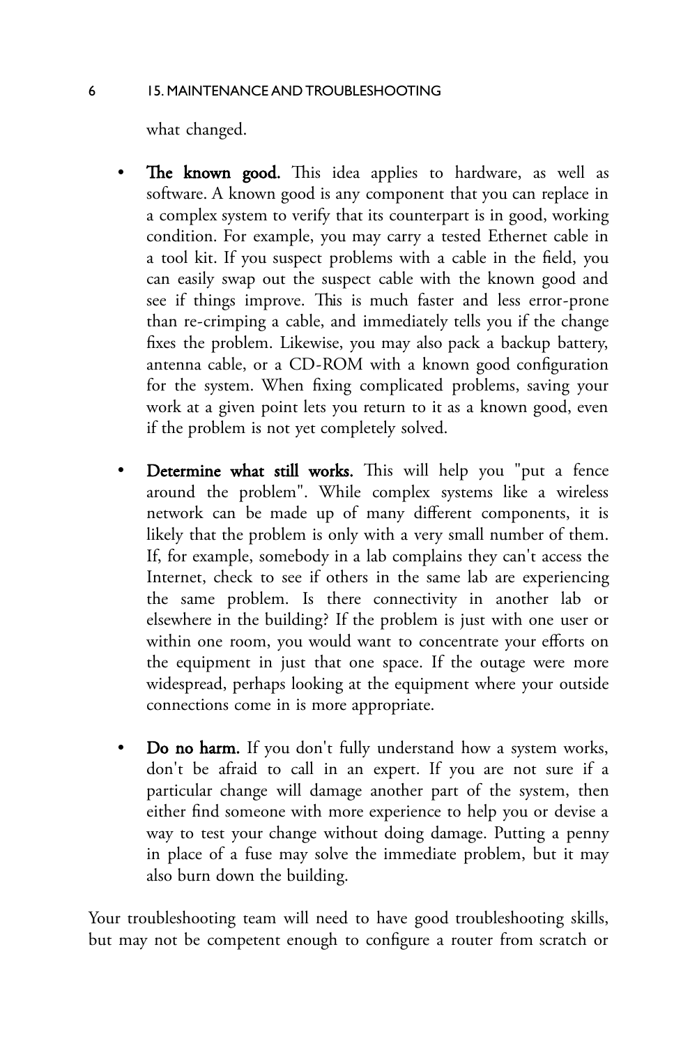what changed.

- **The known good.** This idea applies to hardware, as well as software. A known good is any component that you can replace in a complex system to verify that its counterpart is in good, working condition. For example, you may carry a tested Ethernet cable in a tool kit. If you suspect problems with a cable in the field, you can easily swap out the suspect cable with the known good and see if things improve. This is much faster and less error-prone than re-crimping a cable, and immediately tells you if the change fixes the problem. Likewise, you may also pack a backup battery, antenna cable, or a CD-ROM with a known good configuration for the system. When fixing complicated problems, saving your work at a given point lets you return to it as a known good, even if the problem is not yet completely solved.

- **Determine what still works.** This will help you "put a fence around the problem". While complex systems like a wireless network can be made up of many different components, it is likely that the problem is only with a very small number of them. If, for example, somebody in a lab complains they can't access the Internet, check to see if others in the same lab are experiencing the same problem. Is there connectivity in another lab or elsewhere in the building? If the problem is just with one user or within one room, you would want to concentrate your efforts on the equipment in just that one space. If the outage were more widespread, perhaps looking at the equipment where your outside connections come in is more appropriate.

- **Do no harm.** If you don't fully understand how a system works, don't be afraid to call in an expert. If you are not sure if a particular change will damage another part of the system, then either find someone with more experience to help you or devise a way to test your change without doing damage. Putting a penny in place of a fuse may solve the immediate problem, but it may also burn down the building.

Your troubleshooting team will need to have good troubleshooting skills, but may not be competent enough to configure a router from scratch or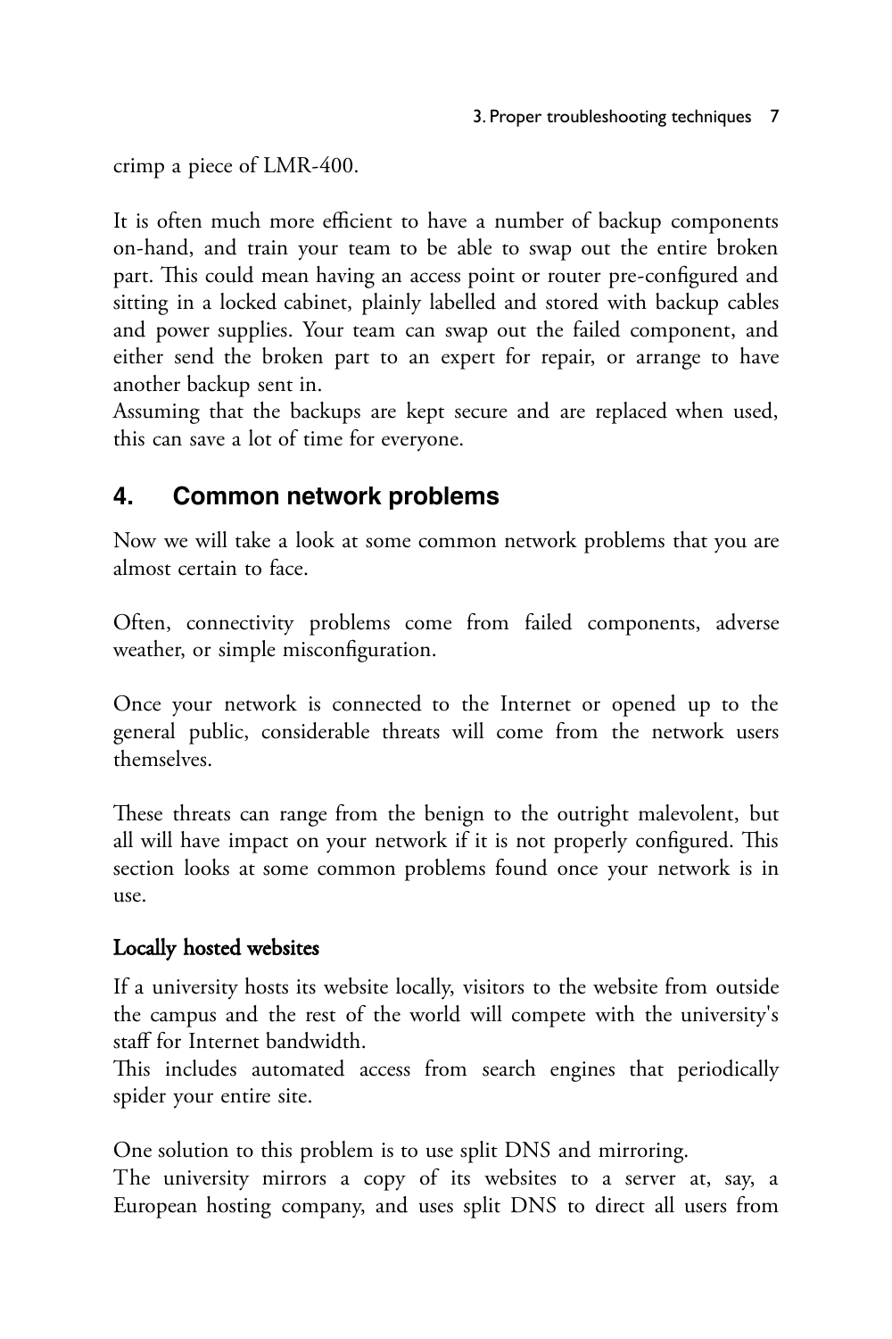crimp a piece of LMR-400.

It is often much more efficient to have a number of backup components on-hand, and train your team to be able to swap out the entire broken part. This could mean having an access point or router pre-configured and sitting in a locked cabinet, plainly labelled and stored with backup cables and power supplies. Your team can swap out the failed component, and either send the broken part to an expert for repair, or arrange to have another backup sent in.
Assuming that the backups are kept secure and are replaced when used, this can save a lot of time for everyone.

## 4. Common network problems

Now we will take a look at some common network problems that you are almost certain to face.

Often, connectivity problems come from failed components, adverse weather, or simple misconfiguration.

Once your network is connected to the Internet or opened up to the general public, considerable threats will come from the network users themselves.

These threats can range from the benign to the outright malevolent, but all will have impact on your network if it is not properly configured. This section looks at some common problems found once your network is in use.

### Locally hosted websites

If a university hosts its website locally, visitors to the website from outside the campus and the rest of the world will compete with the university's staff for Internet bandwidth.
This includes automated access from search engines that periodically spider your entire site.

One solution to this problem is to use split DNS and mirroring.
The university mirrors a copy of its websites to a server at, say, a European hosting company, and uses split DNS to direct all users from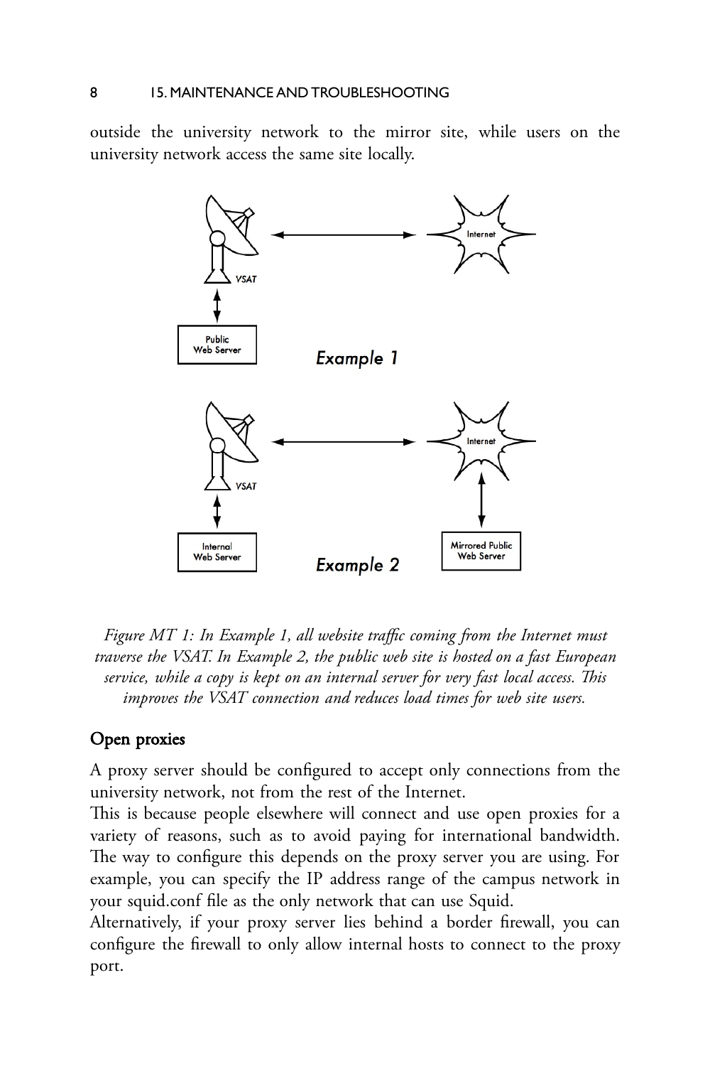outside the university network to the mirror site, while users on the university network access the same site locally.

*Figure MT 1: In Example 1, all website traffic coming from the Internet must traverse the VSAT. In Example 2, the public web site is hosted on a fast European service, while a copy is kept on an internal server for very fast local access. This improves the VSAT connection and reduces load times for web site users.*

## Open proxies

A proxy server should be configured to accept only connections from the university network, not from the rest of the Internet.

This is because people elsewhere will connect and use open proxies for a variety of reasons, such as to avoid paying for international bandwidth. The way to configure this depends on the proxy server you are using. For example, you can specify the IP address range of the campus network in your squid.conf file as the only network that can use Squid.

Alternatively, if your proxy server lies behind a border firewall, you can configure the firewall to only allow internal hosts to connect to the proxy port.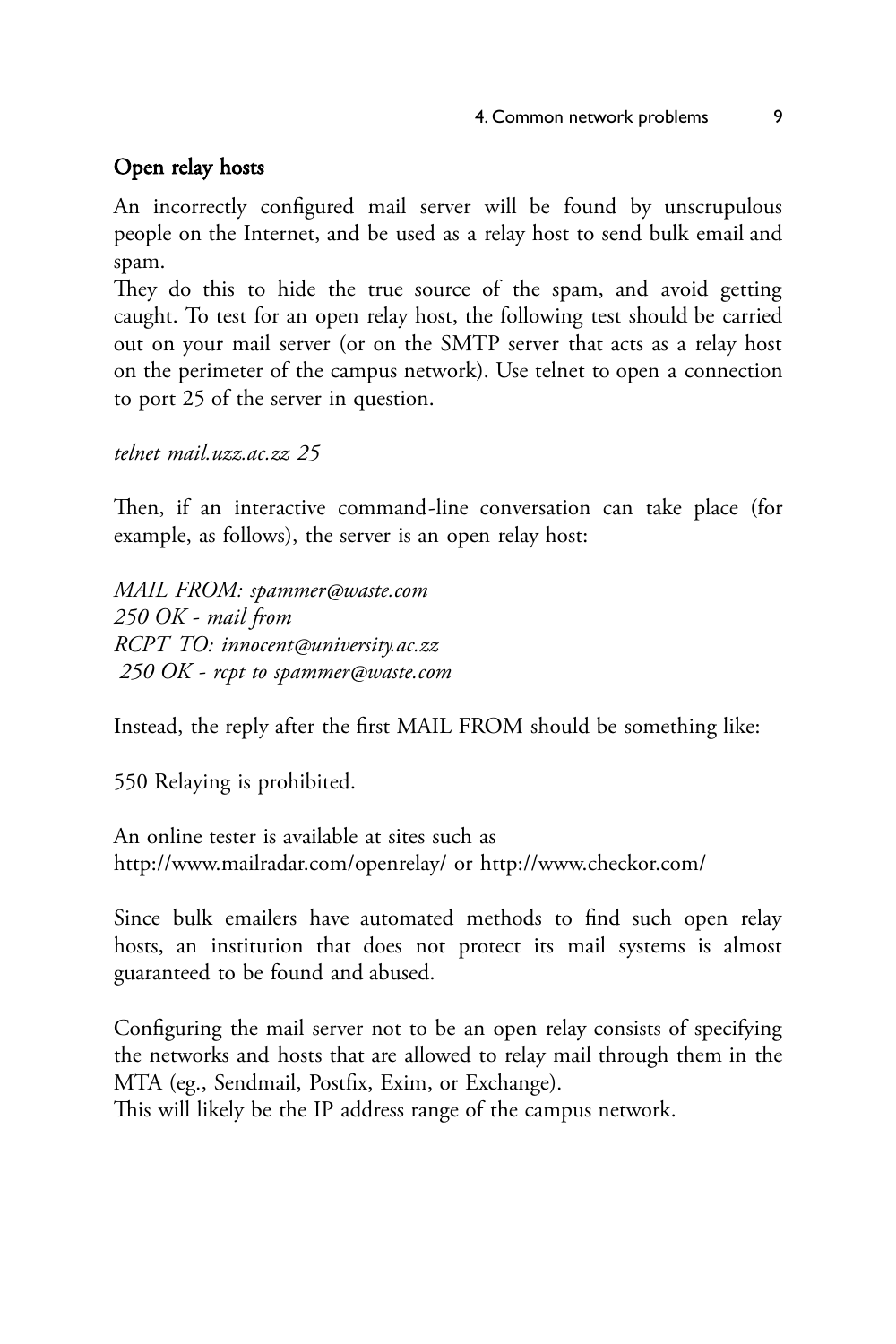## Open relay hosts

An incorrectly configured mail server will be found by unscrupulous people on the Internet, and be used as a relay host to send bulk email and spam.

They do this to hide the true source of the spam, and avoid getting caught. To test for an open relay host, the following test should be carried out on your mail server (or on the SMTP server that acts as a relay host on the perimeter of the campus network). Use telnet to open a connection to port 25 of the server in question.

*telnet mail.uzz.ac.zz 25*

Then, if an interactive command-line conversation can take place (for example, as follows), the server is an open relay host:

*MAIL FROM: spammer@waste.com*
*250 OK - mail from*
*RCPT TO: innocent@university.ac.zz*
*250 OK - rcpt to spammer@waste.com*

Instead, the reply after the first MAIL FROM should be something like:

550 Relaying is prohibited.

An online tester is available at sites such as
http://www.mailradar.com/openrelay/ or http://www.checkor.com/

Since bulk emailers have automated methods to find such open relay hosts, an institution that does not protect its mail systems is almost guaranteed to be found and abused.

Configuring the mail server not to be an open relay consists of specifying the networks and hosts that are allowed to relay mail through them in the MTA (eg., Sendmail, Postfix, Exim, or Exchange).
This will likely be the IP address range of the campus network.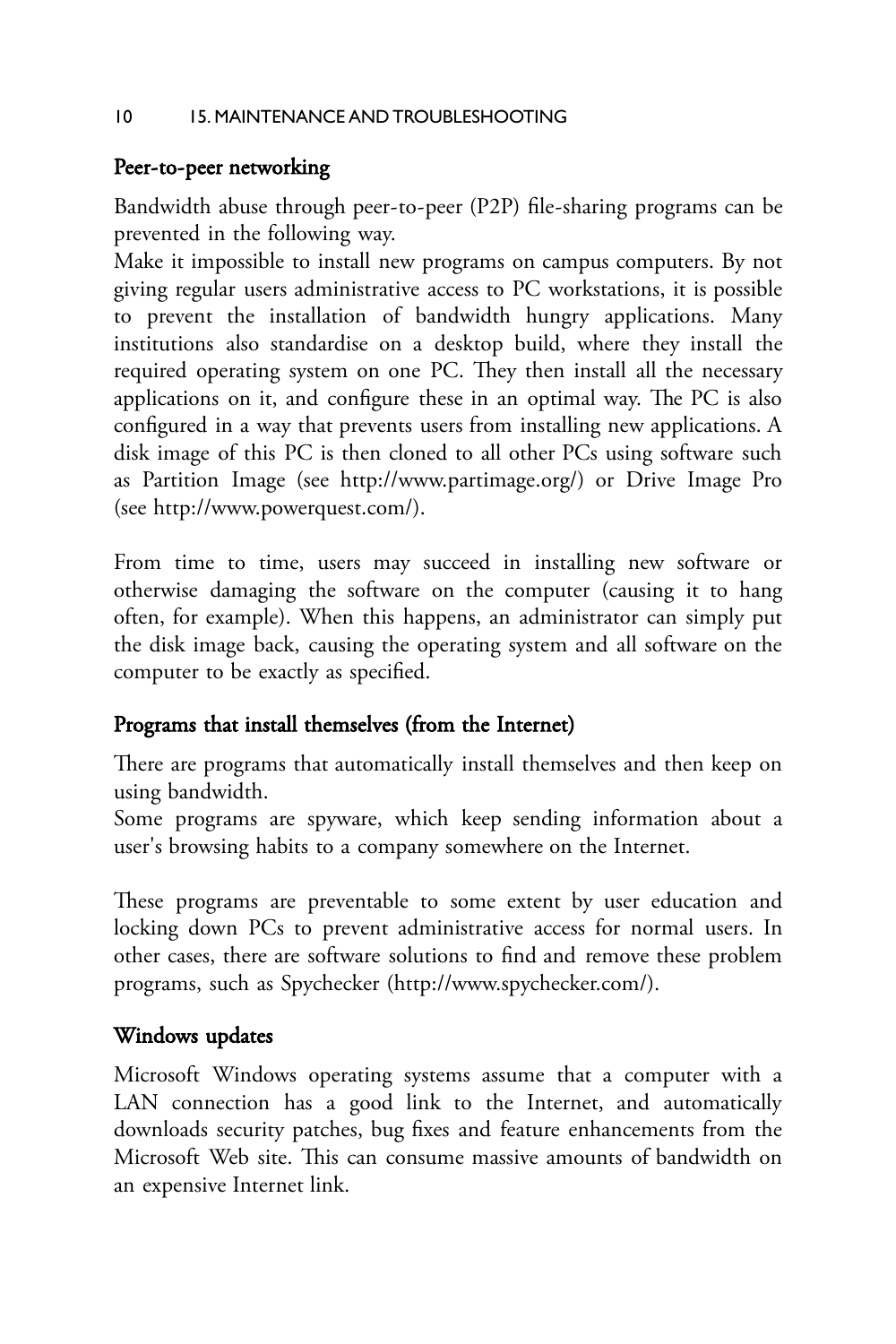### Peer-to-peer networking

Bandwidth abuse through peer-to-peer (P2P) file-sharing programs can be prevented in the following way.

Make it impossible to install new programs on campus computers. By not giving regular users administrative access to PC workstations, it is possible to prevent the installation of bandwidth hungry applications. Many institutions also standardise on a desktop build, where they install the required operating system on one PC. They then install all the necessary applications on it, and configure these in an optimal way. The PC is also configured in a way that prevents users from installing new applications. A disk image of this PC is then cloned to all other PCs using software such as Partition Image (see http://www.partimage.org/) or Drive Image Pro (see http://www.powerquest.com/).

From time to time, users may succeed in installing new software or otherwise damaging the software on the computer (causing it to hang often, for example). When this happens, an administrator can simply put the disk image back, causing the operating system and all software on the computer to be exactly as specified.

### Programs that install themselves (from the Internet)

There are programs that automatically install themselves and then keep on using bandwidth.

Some programs are spyware, which keep sending information about a user's browsing habits to a company somewhere on the Internet.

These programs are preventable to some extent by user education and locking down PCs to prevent administrative access for normal users. In other cases, there are software solutions to find and remove these problem programs, such as Spychecker (http://www.spychecker.com/).

### Windows updates

Microsoft Windows operating systems assume that a computer with a LAN connection has a good link to the Internet, and automatically downloads security patches, bug fixes and feature enhancements from the Microsoft Web site. This can consume massive amounts of bandwidth on an expensive Internet link.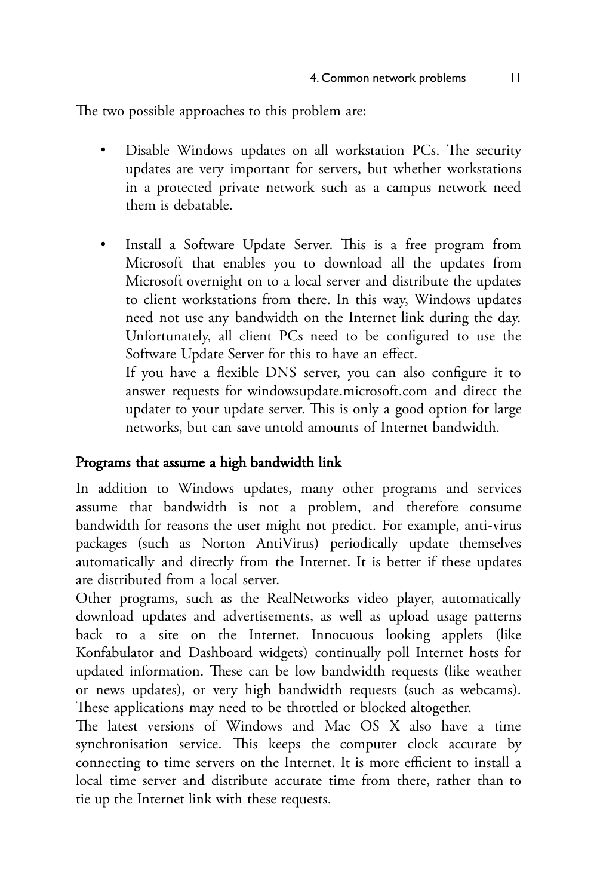The two possible approaches to this problem are:

- Disable Windows updates on all workstation PCs. The security updates are very important for servers, but whether workstations in a protected private network such as a campus network need them is debatable.

- Install a Software Update Server. This is a free program from Microsoft that enables you to download all the updates from Microsoft overnight on to a local server and distribute the updates to client workstations from there. In this way, Windows updates need not use any bandwidth on the Internet link during the day. Unfortunately, all client PCs need to be configured to use the Software Update Server for this to have an effect.
  If you have a flexible DNS server, you can also configure it to answer requests for windowsupdate.microsoft.com and direct the updater to your update server. This is only a good option for large networks, but can save untold amounts of Internet bandwidth.

### Programs that assume a high bandwidth link

In addition to Windows updates, many other programs and services assume that bandwidth is not a problem, and therefore consume bandwidth for reasons the user might not predict. For example, anti-virus packages (such as Norton AntiVirus) periodically update themselves automatically and directly from the Internet. It is better if these updates are distributed from a local server.

Other programs, such as the RealNetworks video player, automatically download updates and advertisements, as well as upload usage patterns back to a site on the Internet. Innocuous looking applets (like Konfabulator and Dashboard widgets) continually poll Internet hosts for updated information. These can be low bandwidth requests (like weather or news updates), or very high bandwidth requests (such as webcams). These applications may need to be throttled or blocked altogether.

The latest versions of Windows and Mac OS X also have a time synchronisation service. This keeps the computer clock accurate by connecting to time servers on the Internet. It is more efficient to install a local time server and distribute accurate time from there, rather than to tie up the Internet link with these requests.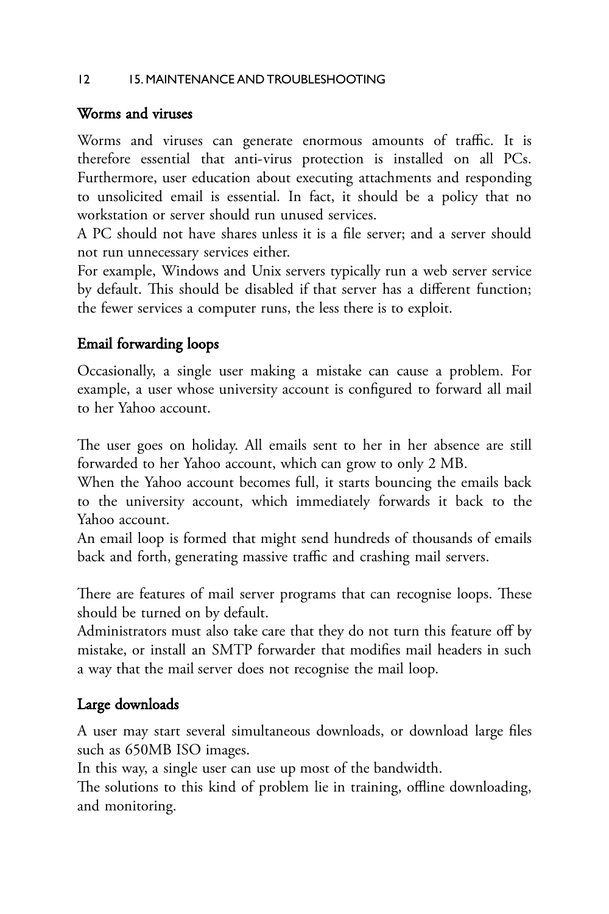### Worms and viruses

Worms and viruses can generate enormous amounts of traffic. It is therefore essential that anti-virus protection is installed on all PCs. Furthermore, user education about executing attachments and responding to unsolicited email is essential. In fact, it should be a policy that no workstation or server should run unused services.

A PC should not have shares unless it is a file server; and a server should not run unnecessary services either.

For example, Windows and Unix servers typically run a web server service by default. This should be disabled if that server has a different function; the fewer services a computer runs, the less there is to exploit.

### Email forwarding loops

Occasionally, a single user making a mistake can cause a problem. For example, a user whose university account is configured to forward all mail to her Yahoo account.

The user goes on holiday. All emails sent to her in her absence are still forwarded to her Yahoo account, which can grow to only 2 MB.

When the Yahoo account becomes full, it starts bouncing the emails back to the university account, which immediately forwards it back to the Yahoo account.

An email loop is formed that might send hundreds of thousands of emails back and forth, generating massive traffic and crashing mail servers.

There are features of mail server programs that can recognise loops. These should be turned on by default.

Administrators must also take care that they do not turn this feature off by mistake, or install an SMTP forwarder that modifies mail headers in such a way that the mail server does not recognise the mail loop.

### Large downloads

A user may start several simultaneous downloads, or download large files such as 650MB ISO images.

In this way, a single user can use up most of the bandwidth.

The solutions to this kind of problem lie in training, offline downloading, and monitoring.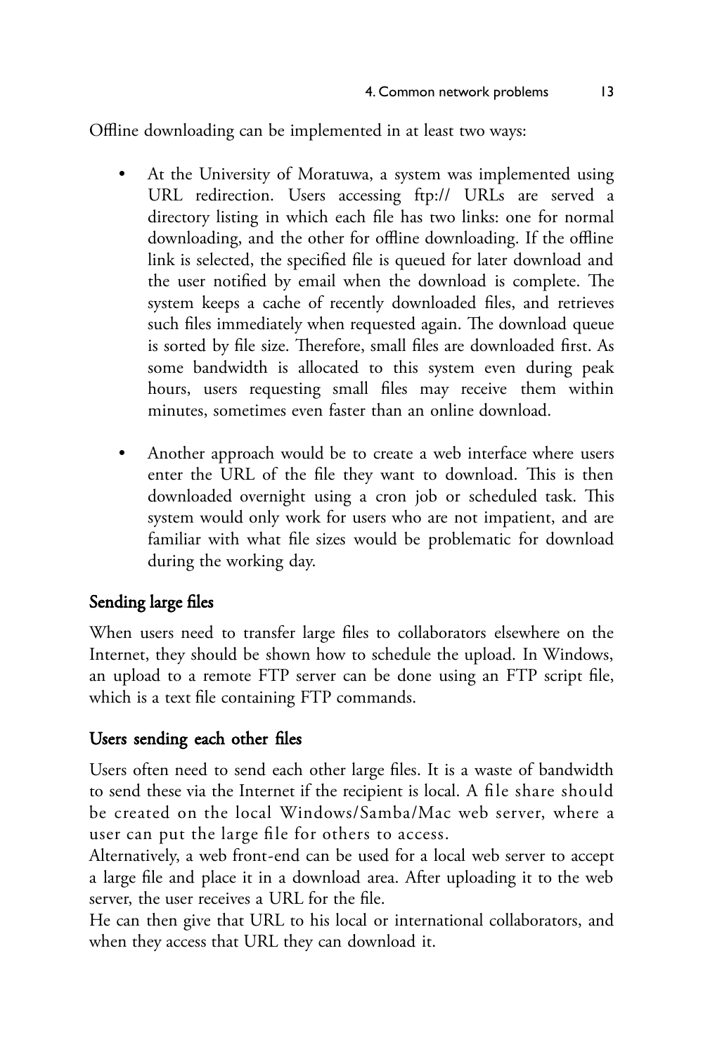Offline downloading can be implemented in at least two ways:

- At the University of Moratuwa, a system was implemented using URL redirection. Users accessing ftp:// URLs are served a directory listing in which each file has two links: one for normal downloading, and the other for offline downloading. If the offline link is selected, the specified file is queued for later download and the user notified by email when the download is complete. The system keeps a cache of recently downloaded files, and retrieves such files immediately when requested again. The download queue is sorted by file size. Therefore, small files are downloaded first. As some bandwidth is allocated to this system even during peak hours, users requesting small files may receive them within minutes, sometimes even faster than an online download.

- Another approach would be to create a web interface where users enter the URL of the file they want to download. This is then downloaded overnight using a cron job or scheduled task. This system would only work for users who are not impatient, and are familiar with what file sizes would be problematic for download during the working day.

### Sending large files

When users need to transfer large files to collaborators elsewhere on the Internet, they should be shown how to schedule the upload. In Windows, an upload to a remote FTP server can be done using an FTP script file, which is a text file containing FTP commands.

### Users sending each other files

Users often need to send each other large files. It is a waste of bandwidth to send these via the Internet if the recipient is local. A file share should be created on the local Windows/Samba/Mac web server, where a user can put the large file for others to access.

Alternatively, a web front-end can be used for a local web server to accept a large file and place it in a download area. After uploading it to the web server, the user receives a URL for the file.

He can then give that URL to his local or international collaborators, and when they access that URL they can download it.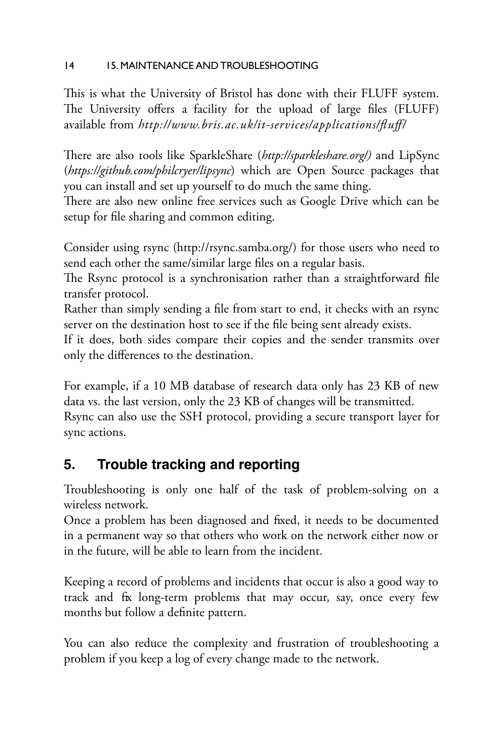This is what the University of Bristol has done with their FLUFF system. The University offers a facility for the upload of large files (FLUFF) available from *http://www.bris.ac.uk/it-services/applications/fluff/*

There are also tools like SparkleShare (*http://sparkleshare.org/)* and LipSync (*https://github.com/philcryer/lipsync*) which are Open Source packages that you can install and set up yourself to do much the same thing.
There are also new online free services such as Google Drive which can be setup for file sharing and common editing.

Consider using rsync (http://rsync.samba.org/) for those users who need to send each other the same/similar large files on a regular basis.
The Rsync protocol is a synchronisation rather than a straightforward file transfer protocol.
Rather than simply sending a file from start to end, it checks with an rsync server on the destination host to see if the file being sent already exists.
If it does, both sides compare their copies and the sender transmits over only the differences to the destination.

For example, if a 10 MB database of research data only has 23 KB of new data vs. the last version, only the 23 KB of changes will be transmitted.
Rsync can also use the SSH protocol, providing a secure transport layer for sync actions.

## 5. Trouble tracking and reporting

Troubleshooting is only one half of the task of problem-solving on a wireless network.
Once a problem has been diagnosed and fixed, it needs to be documented in a permanent way so that others who work on the network either now or in the future, will be able to learn from the incident.

Keeping a record of problems and incidents that occur is also a good way to track and fix long-term problems that may occur, say, once every few months but follow a definite pattern.

You can also reduce the complexity and frustration of troubleshooting a problem if you keep a log of every change made to the network.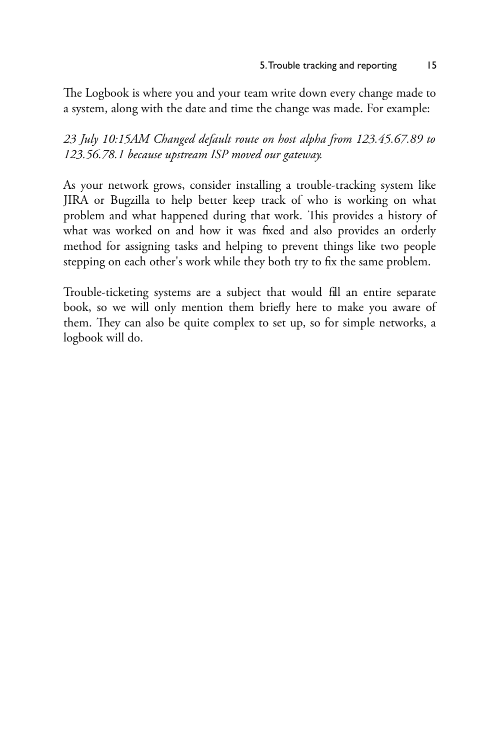The Logbook is where you and your team write down every change made to a system, along with the date and time the change was made. For example:

*23 July 10:15AM Changed default route on host alpha from 123.45.67.89 to 123.56.78.1 because upstream ISP moved our gateway.*

As your network grows, consider installing a trouble-tracking system like JIRA or Bugzilla to help better keep track of who is working on what problem and what happened during that work. This provides a history of what was worked on and how it was fixed and also provides an orderly method for assigning tasks and helping to prevent things like two people stepping on each other's work while they both try to fix the same problem.

Trouble-ticketing systems are a subject that would fill an entire separate book, so we will only mention them briefly here to make you aware of them. They can also be quite complex to set up, so for simple networks, a logbook will do.